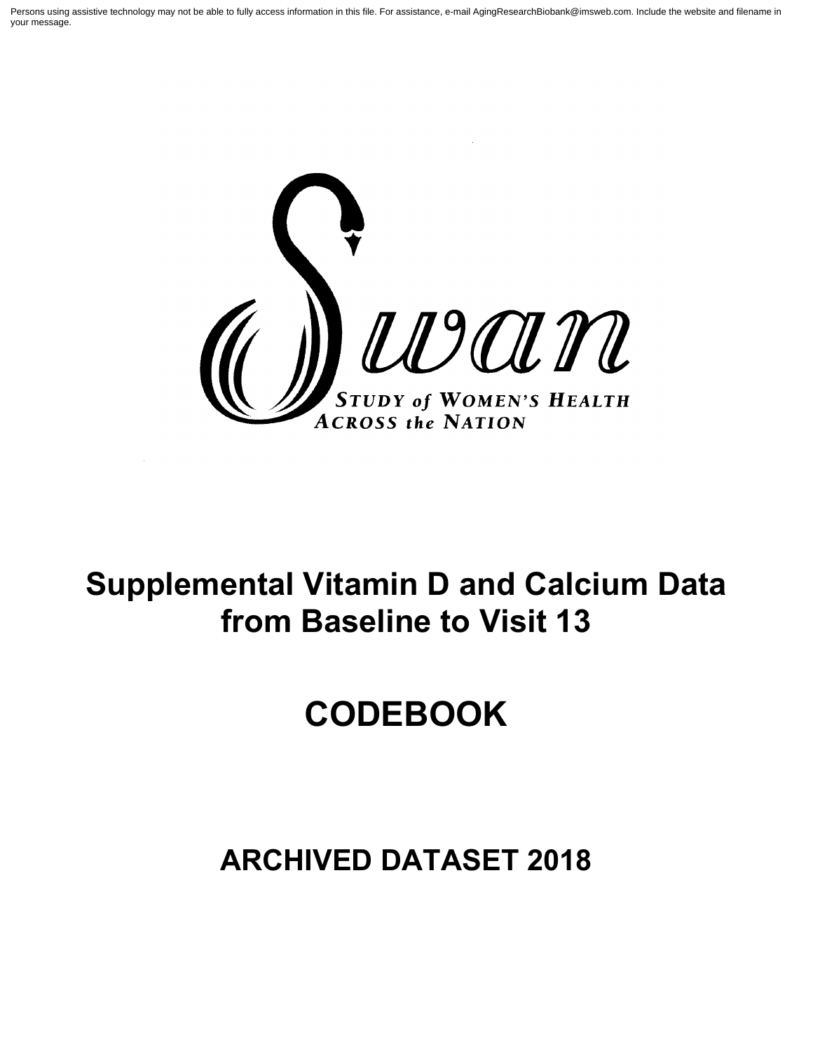Persons using assistive technology may not be able to fully access information in this file. For assistance, e-mail AgingResearchBiobank@imsweb.com. Include the website and filename in your message.

Swan

STUDY of WOMEN'S HEALTH ACROSS the NATION

# Supplemental Vitamin D and Calcium Data from Baseline to Visit 13

# CODEBOOK

## ARCHIVED DATASET 2018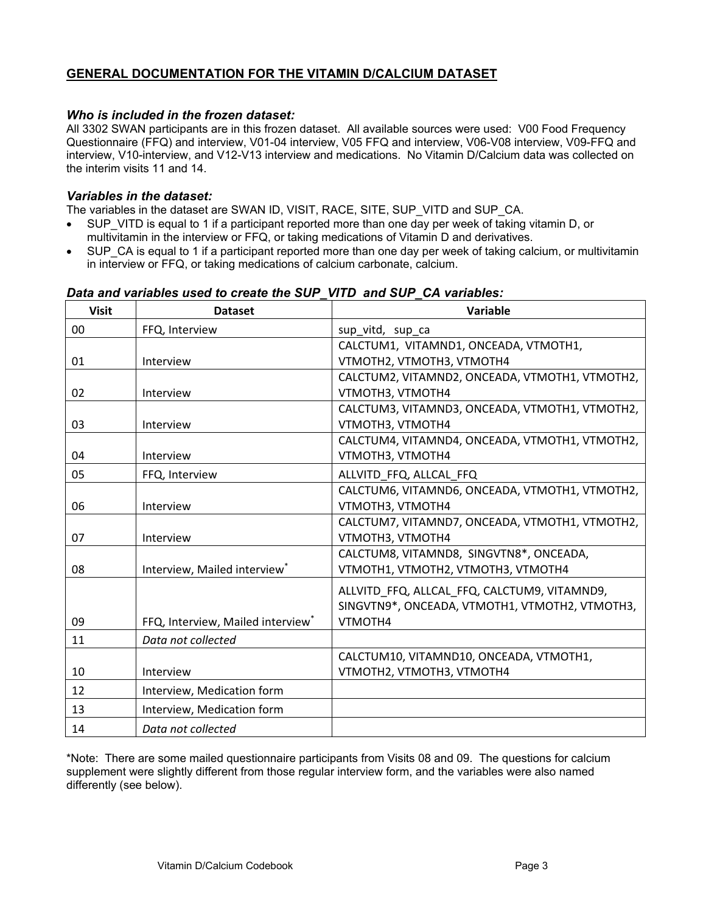## GENERAL DOCUMENTATION FOR THE VITAMIN D/CALCIUM DATASET

### *Who is included in the frozen dataset:*

All 3302 SWAN participants are in this frozen dataset. All available sources were used: V00 Food Frequency Questionnaire (FFQ) and interview, V01-04 interview, V05 FFQ and interview, V06-V08 interview, V09-FFQ and interview, V10-interview, and V12-V13 interview and medications. No Vitamin D/Calcium data was collected on the interim visits 11 and 14.

### *Variables in the dataset:*

The variables in the dataset are SWAN ID, VISIT, RACE, SITE, SUP_VITD and SUP_CA.

- SUP_VITD is equal to 1 if a participant reported more than one day per week of taking vitamin D, or multivitamin in the interview or FFQ, or taking medications of Vitamin D and derivatives.
- SUP_CA is equal to 1 if a participant reported more than one day per week of taking calcium, or multivitamin in interview or FFQ, or taking medications of calcium carbonate, calcium.

### *Data and variables used to create the SUP_VITD and SUP_CA variables:*

| Visit | Dataset | Variable |
|---|---|---|
| 00 | FFQ, Interview | sup_vitd, sup_ca |
| 01 | Interview | CALCTUM1, VITAMND1, ONCEADA, VTMOTH1, VTMOTH2, VTMOTH3, VTMOTH4 |
| 02 | Interview | CALCTUM2, VITAMND2, ONCEADA, VTMOTH1, VTMOTH2, VTMOTH3, VTMOTH4 |
| 03 | Interview | CALCTUM3, VITAMND3, ONCEADA, VTMOTH1, VTMOTH2, VTMOTH3, VTMOTH4 |
| 04 | Interview | CALCTUM4, VITAMND4, ONCEADA, VTMOTH1, VTMOTH2, VTMOTH3, VTMOTH4 |
| 05 | FFQ, Interview | ALLVITD_FFQ, ALLCAL_FFQ |
| 06 | Interview | CALCTUM6, VITAMND6, ONCEADA, VTMOTH1, VTMOTH2, VTMOTH3, VTMOTH4 |
| 07 | Interview | CALCTUM7, VITAMND7, ONCEADA, VTMOTH1, VTMOTH2, VTMOTH3, VTMOTH4 |
| 08 | Interview, Mailed interview* | CALCTUM8, VITAMND8, SINGVTN8*, ONCEADA, VTMOTH1, VTMOTH2, VTMOTH3, VTMOTH4 |
| 09 | FFQ, Interview, Mailed interview* | ALLVITD_FFQ, ALLCAL_FFQ, CALCTUM9, VITAMND9, SINGVTN9*, ONCEADA, VTMOTH1, VTMOTH2, VTMOTH3, VTMOTH4 |
| 11 | *Data not collected* | |
| 10 | Interview | CALCTUM10, VITAMND10, ONCEADA, VTMOTH1, VTMOTH2, VTMOTH3, VTMOTH4 |
| 12 | Interview, Medication form | |
| 13 | Interview, Medication form | |
| 14 | *Data not collected* | |

*Note: There are some mailed questionnaire participants from Visits 08 and 09. The questions for calcium supplement were slightly different from those regular interview form, and the variables were also named differently (see below).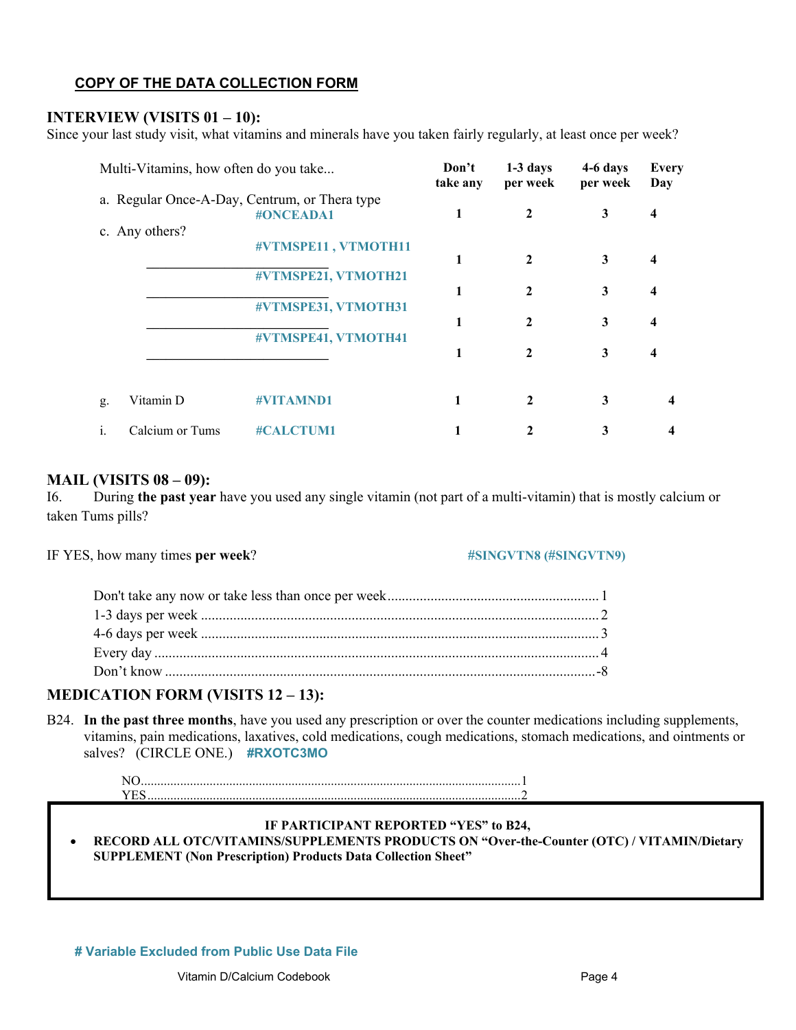**COPY OF THE DATA COLLECTION FORM**

## INTERVIEW (VISITS 01 – 10):

Since your last study visit, what vitamins and minerals have you taken fairly regularly, at least once per week?

| Multi-Vitamins, how often do you take... | | Don't take any | 1-3 days per week | 4-6 days per week | Every Day |
|---|---|---|---|---|---|
| a. Regular Once-A-Day, Centrum, or Thera type | #ONCEADA1 | 1 | 2 | 3 | 4 |
| c. Any others? | | | | | |
| ______________________ | #VTMSPE11 , VTMOTH11 | 1 | 2 | 3 | 4 |
| ______________________ | #VTMSPE21, VTMOTH21 | 1 | 2 | 3 | 4 |
| ______________________ | #VTMSPE31, VTMOTH31 | 1 | 2 | 3 | 4 |
| ______________________ | #VTMSPE41, VTMOTH41 | 1 | 2 | 3 | 4 |
| g. Vitamin D | #VITAMND1 | 1 | 2 | 3 | 4 |
| i. Calcium or Tums | #CALCTUM1 | 1 | 2 | 3 | 4 |

## MAIL (VISITS 08 – 09):

I6. During **the past year** have you used any single vitamin (not part of a multi-vitamin) that is mostly calcium or taken Tums pills?

IF YES, how many times **per week**? #SINGVTN8 (#SINGVTN9)

- Don't take any now or take less than once per week........1
- 1-3 days per week........2
- 4-6 days per week........3
- Every day........4
- Don't know........-8

## MEDICATION FORM (VISITS 12 – 13):

B24. **In the past three months**, have you used any prescription or over the counter medications including supplements, vitamins, pain medications, laxatives, cold medications, cough medications, stomach medications, and ointments or salves? (CIRCLE ONE.) #RXOTC3MO

- NO........1
- YES........2

**IF PARTICIPANT REPORTED "YES" to B24,**

- **RECORD ALL OTC/VITAMINS/SUPPLEMENTS PRODUCTS ON "Over-the-Counter (OTC) / VITAMIN/Dietary SUPPLEMENT (Non Prescription) Products Data Collection Sheet"**

**# Variable Excluded from Public Use Data File**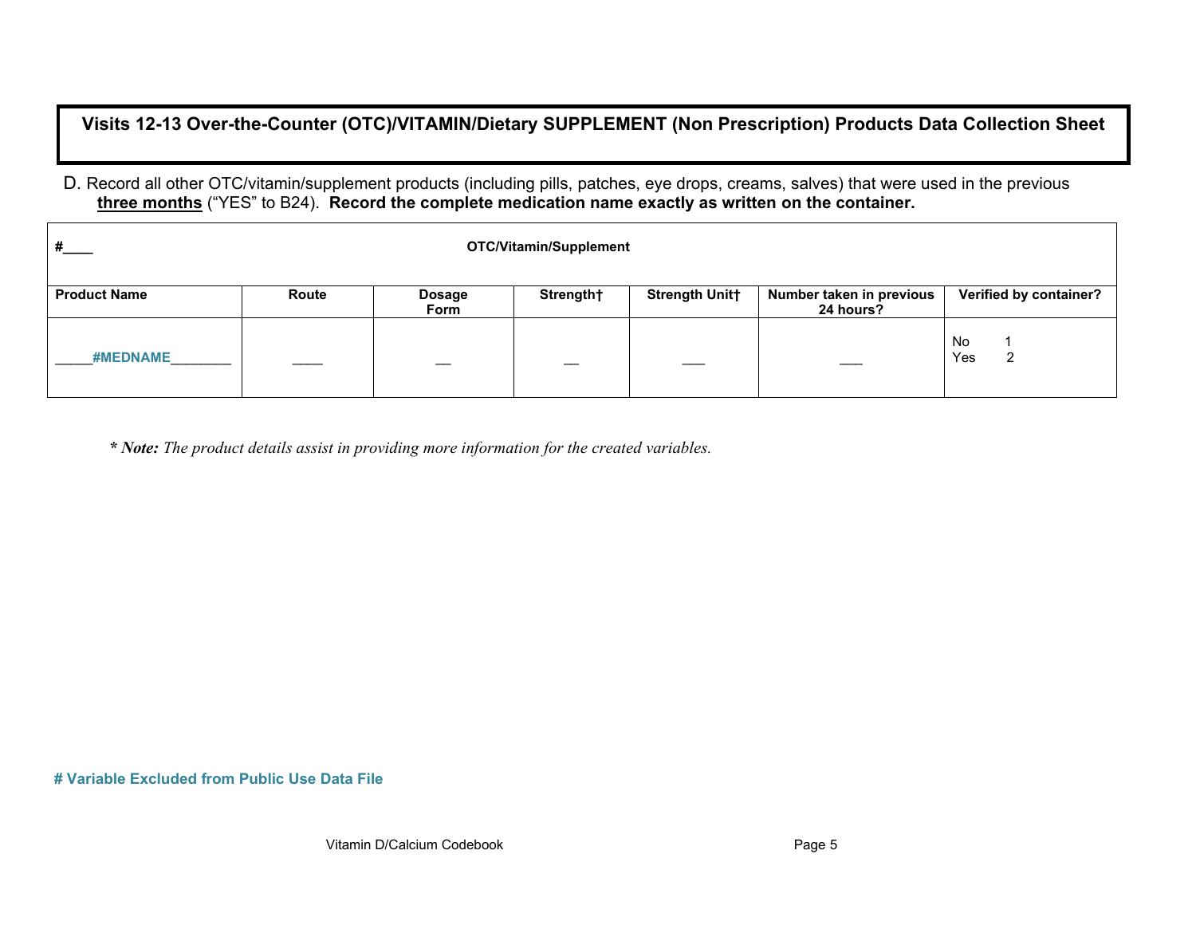# Visits 12-13 Over-the-Counter (OTC)/VITAMIN/Dietary SUPPLEMENT (Non Prescription) Products Data Collection Sheet

D. Record all other OTC/vitamin/supplement products (including pills, patches, eye drops, creams, salves) that were used in the previous **three months** ("YES" to B24). **Record the complete medication name exactly as written on the container.**

| #____ | | | OTC/Vitamin/Supplement | | | |
|---|---|---|---|---|---|---|
| **Product Name** | **Route** | **Dosage Form** | **Strength†** | **Strength Unit†** | **Number taken in previous 24 hours?** | **Verified by container?** |
| _____#MEDNAME________ | ____ | __ | __ | ___ | ___ | No 1<br>Yes 2 |

*** Note:** *The product details assist in providing more information for the created variables.*

**# Variable Excluded from Public Use Data File**